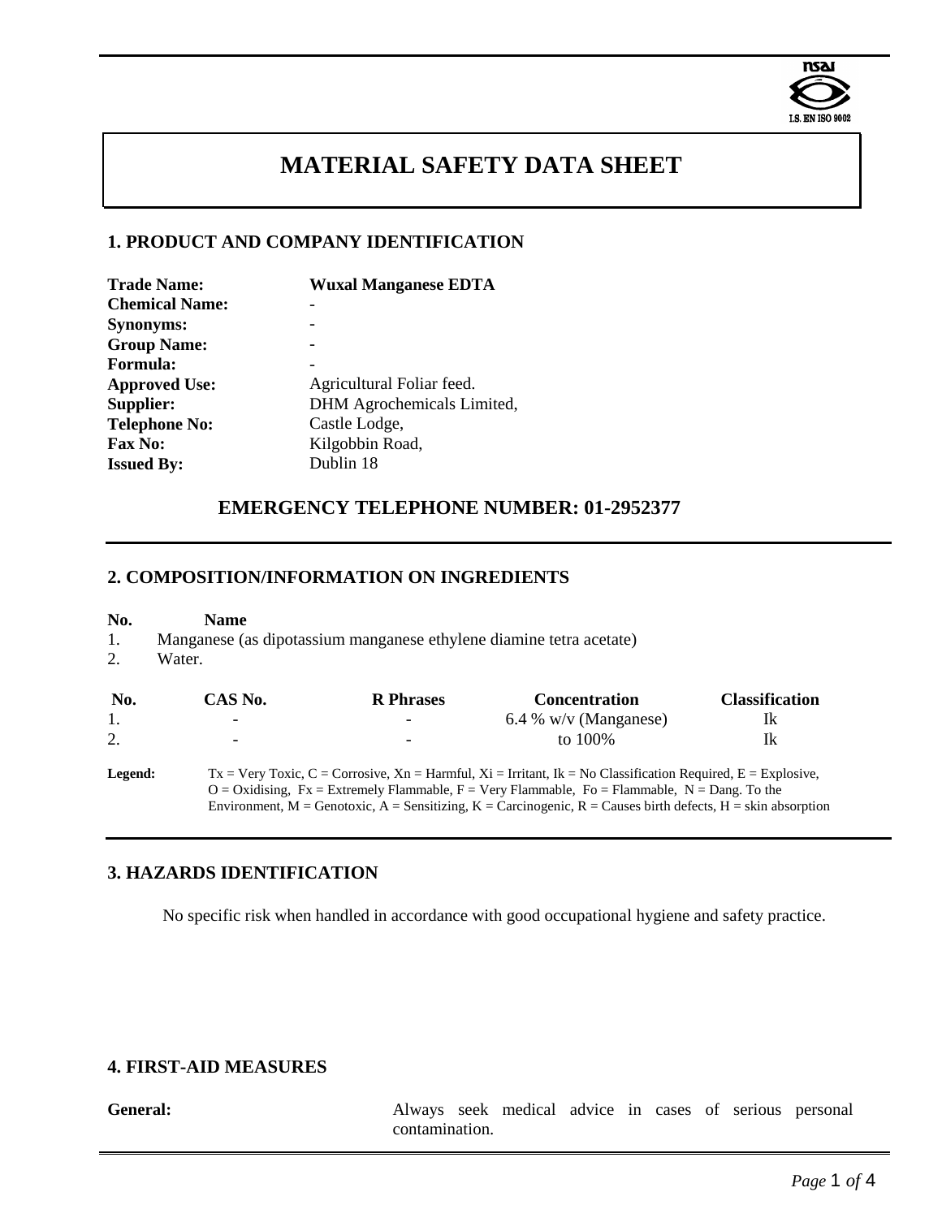# MATERIAL SAFETY DATA SHEET

## 1. PRODUCT AND COMPANY IDENTIFICATION

| | |
|---|---|
| **Trade Name:** | **Wuxal Manganese EDTA** |
| **Chemical Name:** | - |
| **Synonyms:** | - |
| **Group Name:** | - |
| **Formula:** | - |
| **Approved Use:** | Agricultural Foliar feed. |
| **Supplier:** | DHM Agrochemicals Limited, |
| **Telephone No:** | Castle Lodge, |
| **Fax No:** | Kilgobbin Road, |
| **Issued By:** | Dublin 18 |

### EMERGENCY TELEPHONE NUMBER: 01-2952377

## 2. COMPOSITION/INFORMATION ON INGREDIENTS

**No.** **Name**

1. Manganese (as dipotassium manganese ethylene diamine tetra acetate)
2. Water.

| No. | CAS No. | R Phrases | Concentration | Classification |
|---|---|---|---|---|
| 1. | - | - | 6.4 % w/v (Manganese) | Ik |
| 2. | - | - | to 100% | Ik |

**Legend:** Tx = Very Toxic, C = Corrosive, Xn = Harmful, Xi = Irritant, Ik = No Classification Required, E = Explosive, O = Oxidising, Fx = Extremely Flammable, F = Very Flammable, Fo = Flammable, N = Dang. To the Environment, M = Genotoxic, A = Sensitizing, K = Carcinogenic, R = Causes birth defects, H = skin absorption

## 3. HAZARDS IDENTIFICATION

No specific risk when handled in accordance with good occupational hygiene and safety practice.

## 4. FIRST-AID MEASURES

**General:** Always seek medical advice in cases of serious personal contamination.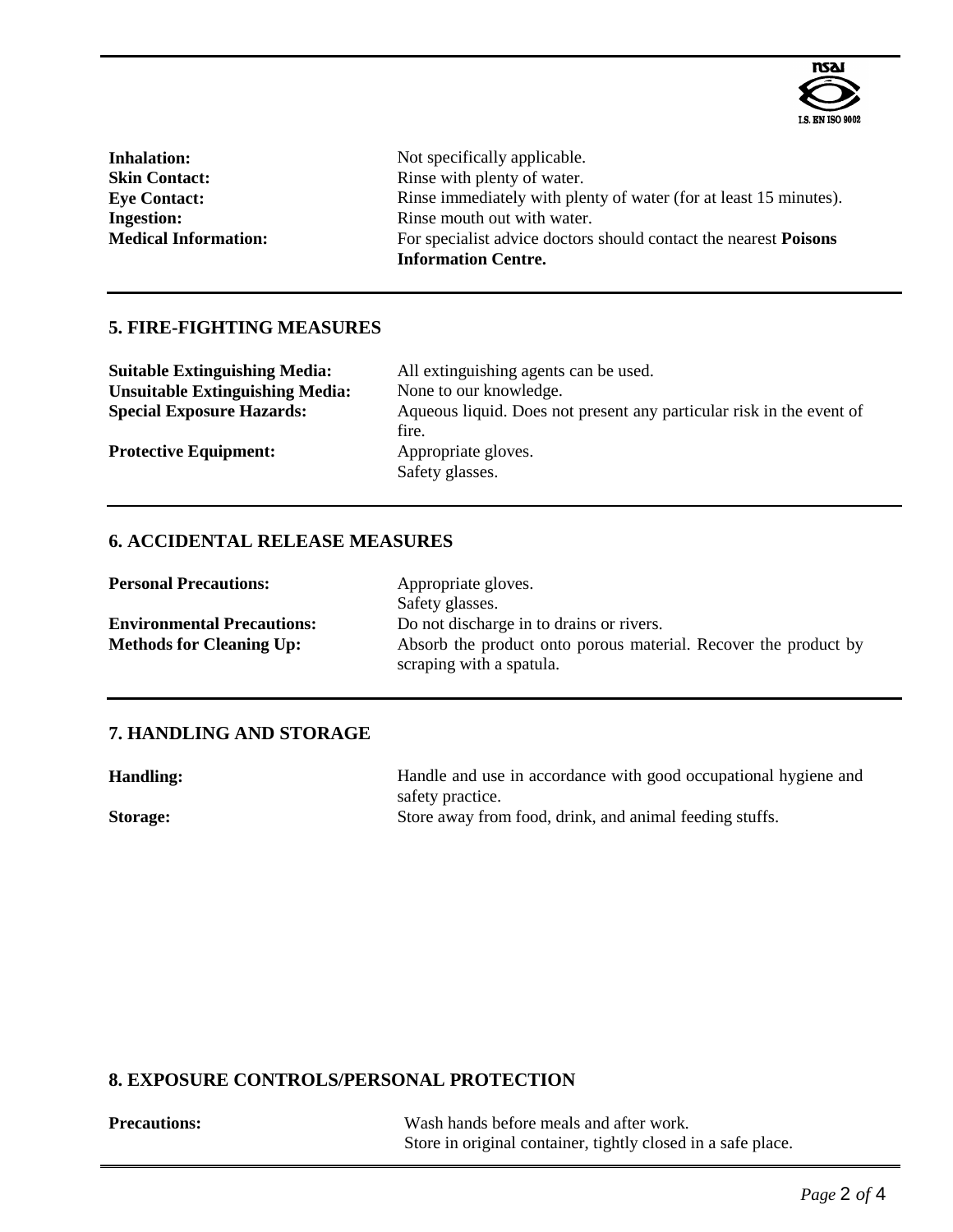| | |
|---|---|
| **Inhalation:** | Not specifically applicable. |
| **Skin Contact:** | Rinse with plenty of water. |
| **Eye Contact:** | Rinse immediately with plenty of water (for at least 15 minutes). |
| **Ingestion:** | Rinse mouth out with water. |
| **Medical Information:** | For specialist advice doctors should contact the nearest **Poisons Information Centre.** |

## 5. FIRE-FIGHTING MEASURES

| | |
|---|---|
| **Suitable Extinguishing Media:** | All extinguishing agents can be used. |
| **Unsuitable Extinguishing Media:** | None to our knowledge. |
| **Special Exposure Hazards:** | Aqueous liquid. Does not present any particular risk in the event of fire. |
| **Protective Equipment:** | Appropriate gloves.<br>Safety glasses. |

## 6. ACCIDENTAL RELEASE MEASURES

| | |
|---|---|
| **Personal Precautions:** | Appropriate gloves.<br>Safety glasses. |
| **Environmental Precautions:** | Do not discharge in to drains or rivers. |
| **Methods for Cleaning Up:** | Absorb the product onto porous material. Recover the product by scraping with a spatula. |

## 7. HANDLING AND STORAGE

| | |
|---|---|
| **Handling:** | Handle and use in accordance with good occupational hygiene and safety practice. |
| **Storage:** | Store away from food, drink, and animal feeding stuffs. |

## 8. EXPOSURE CONTROLS/PERSONAL PROTECTION

| | |
|---|---|
| **Precautions:** | Wash hands before meals and after work.<br>Store in original container, tightly closed in a safe place. |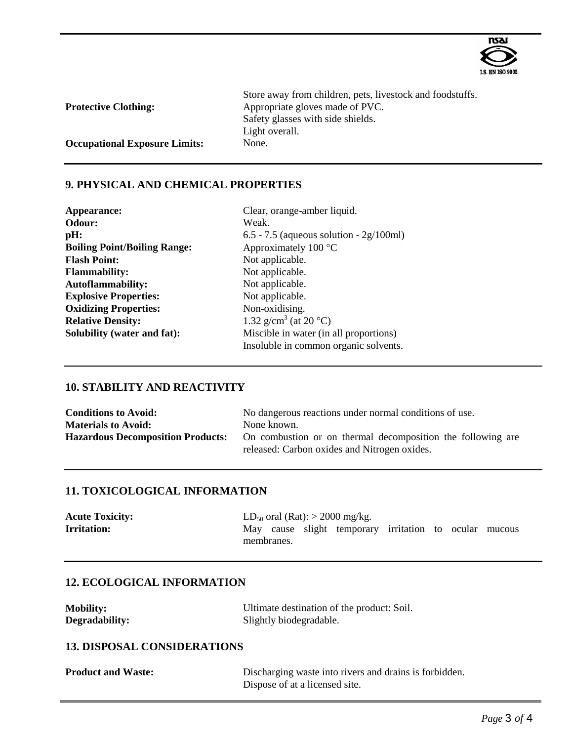| | |
|---|---|
| | Store away from children, pets, livestock and foodstuffs. |
| **Protective Clothing:** | Appropriate gloves made of PVC.<br>Safety glasses with side shields.<br>Light overall. |
| **Occupational Exposure Limits:** | None. |

## 9. PHYSICAL AND CHEMICAL PROPERTIES

| | |
|---|---|
| **Appearance:** | Clear, orange-amber liquid. |
| **Odour:** | Weak. |
| **pH:** | 6.5 - 7.5 (aqueous solution - 2g/100ml) |
| **Boiling Point/Boiling Range:** | Approximately 100 °C |
| **Flash Point:** | Not applicable. |
| **Flammability:** | Not applicable. |
| **Autoflammability:** | Not applicable. |
| **Explosive Properties:** | Not applicable. |
| **Oxidizing Properties:** | Non-oxidising. |
| **Relative Density:** | 1.32 g/cm$^3$ (at 20 °C) |
| **Solubility (water and fat):** | Miscible in water (in all proportions)<br>Insoluble in common organic solvents. |

## 10. STABILITY AND REACTIVITY

| | |
|---|---|
| **Conditions to Avoid:** | No dangerous reactions under normal conditions of use. |
| **Materials to Avoid:** | None known. |
| **Hazardous Decomposition Products:** | On combustion or on thermal decomposition the following are released: Carbon oxides and Nitrogen oxides. |

## 11. TOXICOLOGICAL INFORMATION

| | |
|---|---|
| **Acute Toxicity:** | $LD_{50}$ oral (Rat): > 2000 mg/kg. |
| **Irritation:** | May cause slight temporary irritation to ocular mucous membranes. |

## 12. ECOLOGICAL INFORMATION

| | |
|---|---|
| **Mobility:** | Ultimate destination of the product: Soil. |
| **Degradability:** | Slightly biodegradable. |

## 13. DISPOSAL CONSIDERATIONS

| | |
|---|---|
| **Product and Waste:** | Discharging waste into rivers and drains is forbidden.<br>Dispose of at a licensed site. |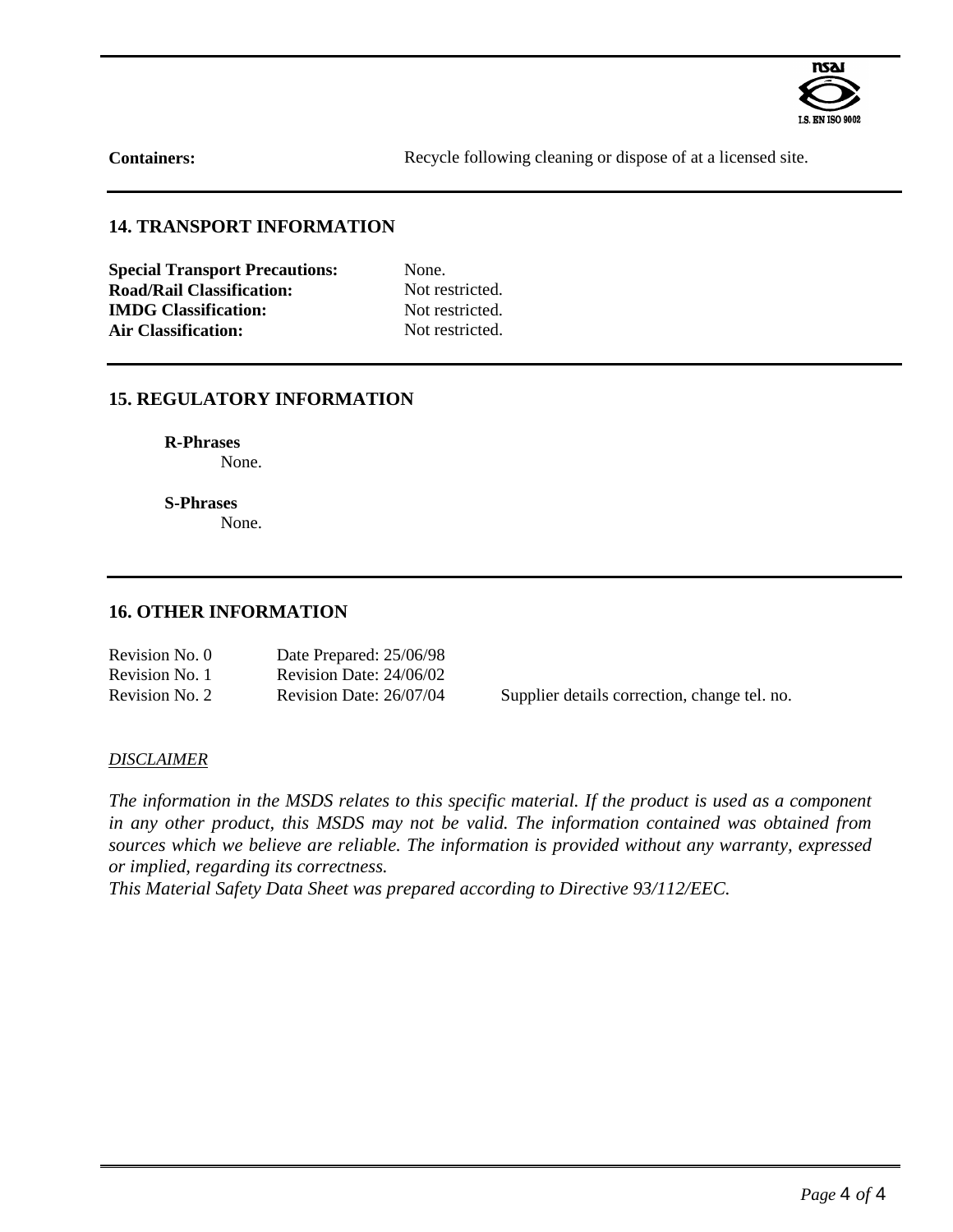**Containers:** Recycle following cleaning or dispose of at a licensed site.

## 14. TRANSPORT INFORMATION

| | |
|---|---|
| **Special Transport Precautions:** | None. |
| **Road/Rail Classification:** | Not restricted. |
| **IMDG Classification:** | Not restricted. |
| **Air Classification:** | Not restricted. |

## 15. REGULATORY INFORMATION

**R-Phrases**
None.

**S-Phrases**
None.

## 16. OTHER INFORMATION

| | | |
|---|---|---|
| Revision No. 0 | Date Prepared: 25/06/98 | |
| Revision No. 1 | Revision Date: 24/06/02 | |
| Revision No. 2 | Revision Date: 26/07/04 | Supplier details correction, change tel. no. |

*DISCLAIMER*

*The information in the MSDS relates to this specific material. If the product is used as a component in any other product, this MSDS may not be valid. The information contained was obtained from sources which we believe are reliable. The information is provided without any warranty, expressed or implied, regarding its correctness.*
*This Material Safety Data Sheet was prepared according to Directive 93/112/EEC.*